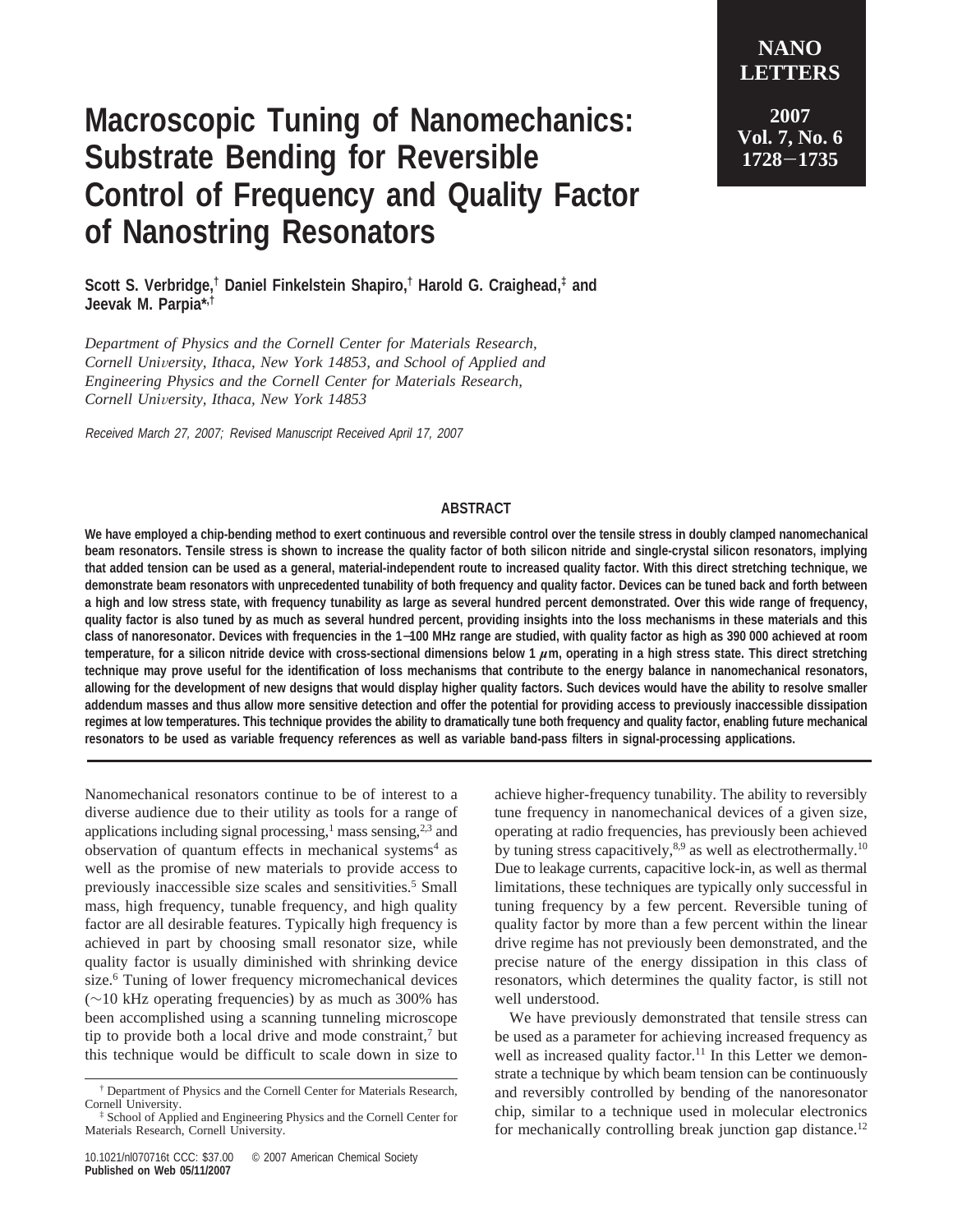# Macroscopic Tuning of Nanomechanics: Substrate Bending for Reversible Control of Frequency and Quality Factor of Nanostring Resonators

**Scott S. Verbridge,[†] Daniel Finkelstein Shapiro,[†] Harold G. Craighead,[‡] and Jeevak M. Parpia*,[†]**

*Department of Physics and the Cornell Center for Materials Research, Cornell University, Ithaca, New York 14853, and School of Applied and Engineering Physics and the Cornell Center for Materials Research, Cornell University, Ithaca, New York 14853*

*Received March 27, 2007; Revised Manuscript Received April 17, 2007*

## ABSTRACT

**We have employed a chip-bending method to exert continuous and reversible control over the tensile stress in doubly clamped nanomechanical beam resonators. Tensile stress is shown to increase the quality factor of both silicon nitride and single-crystal silicon resonators, implying that added tension can be used as a general, material-independent route to increased quality factor. With this direct stretching technique, we demonstrate beam resonators with unprecedented tunability of both frequency and quality factor. Devices can be tuned back and forth between a high and low stress state, with frequency tunability as large as several hundred percent demonstrated. Over this wide range of frequency, quality factor is also tuned by as much as several hundred percent, providing insights into the loss mechanisms in these materials and this class of nanoresonator. Devices with frequencies in the 1–100 MHz range are studied, with quality factor as high as 390 000 achieved at room temperature, for a silicon nitride device with cross-sectional dimensions below 1 $\mu$m, operating in a high stress state. This direct stretching technique may prove useful for the identification of loss mechanisms that contribute to the energy balance in nanomechanical resonators, allowing for the development of new designs that would display higher quality factors. Such devices would have the ability to resolve smaller addendum masses and thus allow more sensitive detection and offer the potential for providing access to previously inaccessible dissipation regimes at low temperatures. This technique provides the ability to dramatically tune both frequency and quality factor, enabling future mechanical resonators to be used as variable frequency references as well as variable band-pass filters in signal-processing applications.**

Nanomechanical resonators continue to be of interest to a diverse audience due to their utility as tools for a range of applications including signal processing,[1] mass sensing,[2,3] and observation of quantum effects in mechanical systems[4] as well as the promise of new materials to provide access to previously inaccessible size scales and sensitivities.[5] Small mass, high frequency, tunable frequency, and high quality factor are all desirable features. Typically high frequency is achieved in part by choosing small resonator size, while quality factor is usually diminished with shrinking device size.[6] Tuning of lower frequency micromechanical devices (~10 kHz operating frequencies) by as much as 300% has been accomplished using a scanning tunneling microscope tip to provide both a local drive and mode constraint,[7] but this technique would be difficult to scale down in size to achieve higher-frequency tunability. The ability to reversibly tune frequency in nanomechanical devices of a given size, operating at radio frequencies, has previously been achieved by tuning stress capacitively,[8,9] as well as electrothermally.[10] Due to leakage currents, capacitive lock-in, as well as thermal limitations, these techniques are typically only successful in tuning frequency by a few percent. Reversible tuning of quality factor by more than a few percent within the linear drive regime has not previously been demonstrated, and the precise nature of the energy dissipation in this class of resonators, which determines the quality factor, is still not well understood.

We have previously demonstrated that tensile stress can be used as a parameter for achieving increased frequency as well as increased quality factor.[11] In this Letter we demonstrate a technique by which beam tension can be continuously and reversibly controlled by bending of the nanoresonator chip, similar to a technique used in molecular electronics for mechanically controlling break junction gap distance.[12]

[†] Department of Physics and the Cornell Center for Materials Research, Cornell University.
[‡] School of Applied and Engineering Physics and the Cornell Center for Materials Research, Cornell University.

10.1021/nl070716t CCC: $37.00 © 2007 American Chemical Society
**Published on Web 05/11/2007**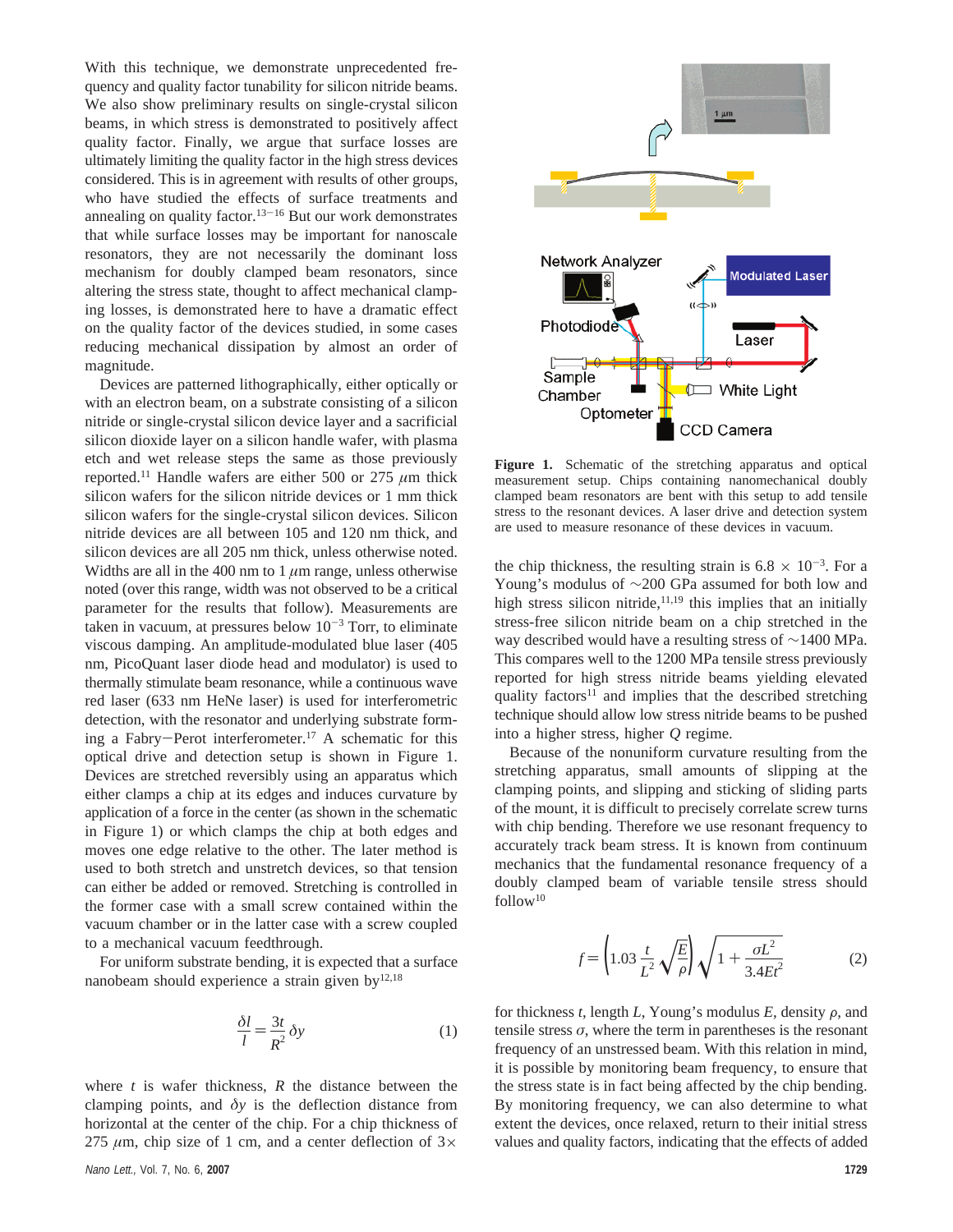With this technique, we demonstrate unprecedented frequency and quality factor tunability for silicon nitride beams. We also show preliminary results on single-crystal silicon beams, in which stress is demonstrated to positively affect quality factor. Finally, we argue that surface losses are ultimately limiting the quality factor in the high stress devices considered. This is in agreement with results of other groups, who have studied the effects of surface treatments and annealing on quality factor.[13−16] But our work demonstrates that while surface losses may be important for nanoscale resonators, they are not necessarily the dominant loss mechanism for doubly clamped beam resonators, since altering the stress state, thought to affect mechanical clamping losses, is demonstrated here to have a dramatic effect on the quality factor of the devices studied, in some cases reducing mechanical dissipation by almost an order of magnitude.

Devices are patterned lithographically, either optically or with an electron beam, on a substrate consisting of a silicon nitride or single-crystal silicon device layer and a sacrificial silicon dioxide layer on a silicon handle wafer, with plasma etch and wet release steps the same as those previously reported.[11] Handle wafers are either 500 or 275 $\mu$m thick silicon wafers for the silicon nitride devices or 1 mm thick silicon wafers for the single-crystal silicon devices. Silicon nitride devices are all between 105 and 120 nm thick, and silicon devices are all 205 nm thick, unless otherwise noted. Widths are all in the 400 nm to 1 $\mu$m range, unless otherwise noted (over this range, width was not observed to be a critical parameter for the results that follow). Measurements are taken in vacuum, at pressures below $10^{-3}$ Torr, to eliminate viscous damping. An amplitude-modulated blue laser (405 nm, PicoQuant laser diode head and modulator) is used to thermally stimulate beam resonance, while a continuous wave red laser (633 nm HeNe laser) is used for interferometric detection, with the resonator and underlying substrate forming a Fabry−Perot interferometer.[17] A schematic for this optical drive and detection setup is shown in Figure 1. Devices are stretched reversibly using an apparatus which either clamps a chip at its edges and induces curvature by application of a force in the center (as shown in the schematic in Figure 1) or which clamps the chip at both edges and moves one edge relative to the other. The later method is used to both stretch and unstretch devices, so that tension can either be added or removed. Stretching is controlled in the former case with a small screw contained within the vacuum chamber or in the latter case with a screw coupled to a mechanical vacuum feedthrough.

For uniform substrate bending, it is expected that a surface nanobeam should experience a strain given by[12,18]

$$\frac{\delta l}{l} = \frac{3t}{R^2}\,\delta y \tag{1}$$

where $t$ is wafer thickness, $R$ the distance between the clamping points, and $\delta y$ is the deflection distance from horizontal at the center of the chip. For a chip thickness of 275 $\mu$m, chip size of 1 cm, and a center deflection of 3× the chip thickness, the resulting strain is $6.8 \times 10^{-3}$. For a Young's modulus of ~200 GPa assumed for both low and high stress silicon nitride,[11,19] this implies that an initially stress-free silicon nitride beam on a chip stretched in the way described would have a resulting stress of ~1400 MPa. This compares well to the 1200 MPa tensile stress previously reported for high stress nitride beams yielding elevated quality factors[11] and implies that the described stretching technique should allow low stress nitride beams to be pushed into a higher stress, higher $Q$ regime.

**Figure 1.** Schematic of the stretching apparatus and optical measurement setup. Chips containing nanomechanical doubly clamped beam resonators are bent with this setup to add tensile stress to the resonant devices. A laser drive and detection system are used to measure resonance of these devices in vacuum.

Because of the nonuniform curvature resulting from the stretching apparatus, small amounts of slipping at the clamping points, and slipping and sticking of sliding parts of the mount, it is difficult to precisely correlate screw turns with chip bending. Therefore we use resonant frequency to accurately track beam stress. It is known from continuum mechanics that the fundamental resonance frequency of a doubly clamped beam of variable tensile stress should follow[10]

$$f = \left(1.03\,\frac{t}{L^2}\sqrt{\frac{E}{\rho}}\right)\sqrt{1 + \frac{\sigma L^2}{3.4Et^2}} \tag{2}$$

for thickness $t$, length $L$, Young's modulus $E$, density $\rho$, and tensile stress $\sigma$, where the term in parentheses is the resonant frequency of an unstressed beam. With this relation in mind, it is possible by monitoring beam frequency, to ensure that the stress state is in fact being affected by the chip bending. By monitoring frequency, we can also determine to what extent the devices, once relaxed, return to their initial stress values and quality factors, indicating that the effects of added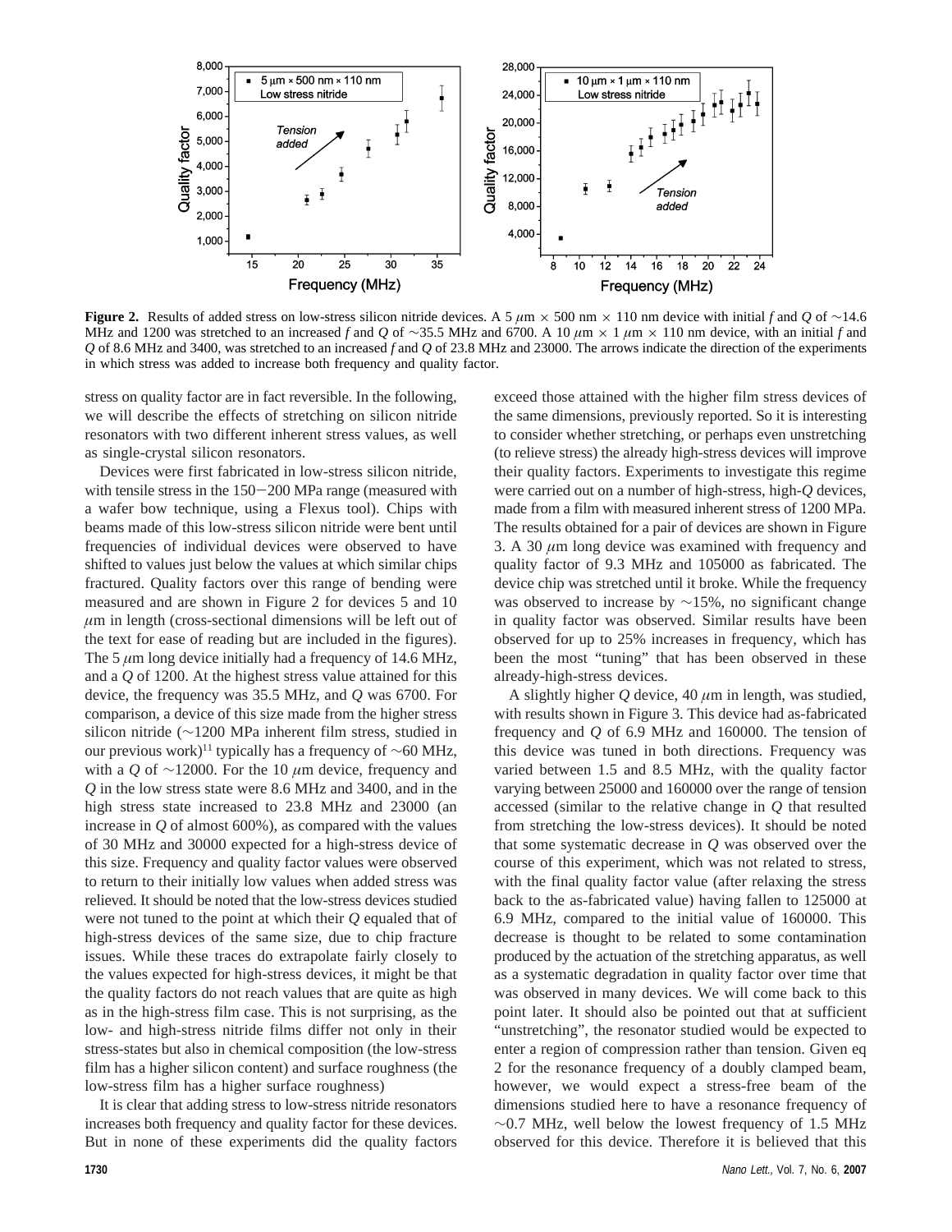**Figure 2.** Results of added stress on low-stress silicon nitride devices. A 5 $\mu$m × 500 nm × 110 nm device with initial *f* and *Q* of ~14.6 MHz and 1200 was stretched to an increased *f* and *Q* of ~35.5 MHz and 6700. A 10 $\mu$m × 1 $\mu$m × 110 nm device, with an initial *f* and *Q* of 8.6 MHz and 3400, was stretched to an increased *f* and *Q* of 23.8 MHz and 23000. The arrows indicate the direction of the experiments in which stress was added to increase both frequency and quality factor.

stress on quality factor are in fact reversible. In the following, we will describe the effects of stretching on silicon nitride resonators with two different inherent stress values, as well as single-crystal silicon resonators.

Devices were first fabricated in low-stress silicon nitride, with tensile stress in the 150−200 MPa range (measured with a wafer bow technique, using a Flexus tool). Chips with beams made of this low-stress silicon nitride were bent until frequencies of individual devices were observed to have shifted to values just below the values at which similar chips fractured. Quality factors over this range of bending were measured and are shown in Figure 2 for devices 5 and 10 $\mu$m in length (cross-sectional dimensions will be left out of the text for ease of reading but are included in the figures). The 5 $\mu$m long device initially had a frequency of 14.6 MHz, and a *Q* of 1200. At the highest stress value attained for this device, the frequency was 35.5 MHz, and *Q* was 6700. For comparison, a device of this size made from the higher stress silicon nitride (~1200 MPa inherent film stress, studied in our previous work)[11] typically has a frequency of ~60 MHz, with a *Q* of ~12000. For the 10 $\mu$m device, frequency and *Q* in the low stress state were 8.6 MHz and 3400, and in the high stress state increased to 23.8 MHz and 23000 (an increase in *Q* of almost 600%), as compared with the values of 30 MHz and 30000 expected for a high-stress device of this size. Frequency and quality factor values were observed to return to their initially low values when added stress was relieved. It should be noted that the low-stress devices studied were not tuned to the point at which their *Q* equaled that of high-stress devices of the same size, due to chip fracture issues. While these traces do extrapolate fairly closely to the values expected for high-stress devices, it might be that the quality factors do not reach values that are quite as high as in the high-stress film case. This is not surprising, as the low- and high-stress nitride films differ not only in their stress-states but also in chemical composition (the low-stress film has a higher silicon content) and surface roughness (the low-stress film has a higher surface roughness)

It is clear that adding stress to low-stress nitride resonators increases both frequency and quality factor for these devices. But in none of these experiments did the quality factors exceed those attained with the higher film stress devices of the same dimensions, previously reported. So it is interesting to consider whether stretching, or perhaps even unstretching (to relieve stress) the already high-stress devices will improve their quality factors. Experiments to investigate this regime were carried out on a number of high-stress, high-*Q* devices, made from a film with measured inherent stress of 1200 MPa. The results obtained for a pair of devices are shown in Figure 3. A 30 $\mu$m long device was examined with frequency and quality factor of 9.3 MHz and 105000 as fabricated. The device chip was stretched until it broke. While the frequency was observed to increase by ~15%, no significant change in quality factor was observed. Similar results have been observed for up to 25% increases in frequency, which has been the most "tuning" that has been observed in these already-high-stress devices.

A slightly higher *Q* device, 40 $\mu$m in length, was studied, with results shown in Figure 3. This device had as-fabricated frequency and *Q* of 6.9 MHz and 160000. The tension of this device was tuned in both directions. Frequency was varied between 1.5 and 8.5 MHz, with the quality factor varying between 25000 and 160000 over the range of tension accessed (similar to the relative change in *Q* that resulted from stretching the low-stress devices). It should be noted that some systematic decrease in *Q* was observed over the course of this experiment, which was not related to stress, with the final quality factor value (after relaxing the stress back to the as-fabricated value) having fallen to 125000 at 6.9 MHz, compared to the initial value of 160000. This decrease is thought to be related to some contamination produced by the actuation of the stretching apparatus, as well as a systematic degradation in quality factor over time that was observed in many devices. We will come back to this point later. It should also be pointed out that at sufficient "unstretching", the resonator studied would be expected to enter a region of compression rather than tension. Given eq 2 for the resonance frequency of a doubly clamped beam, however, we would expect a stress-free beam of the dimensions studied here to have a resonance frequency of ~0.7 MHz, well below the lowest frequency of 1.5 MHz observed for this device. Therefore it is believed that this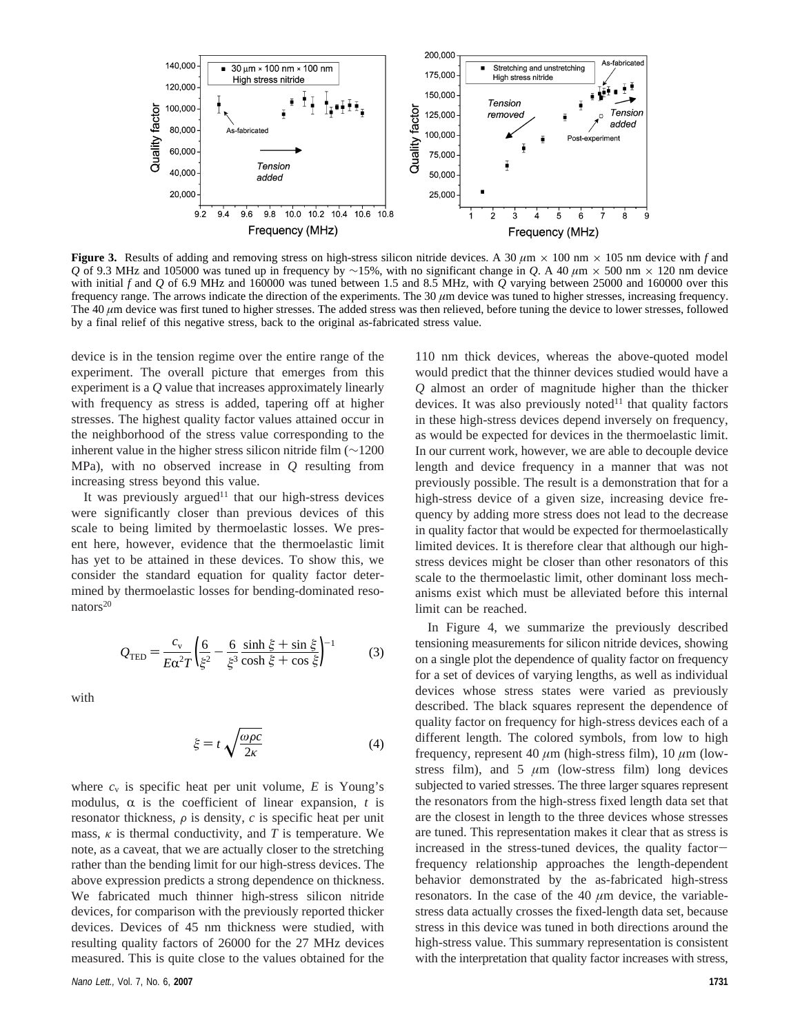**Figure 3.** Results of adding and removing stress on high-stress silicon nitride devices. A 30 $\mu$m $\times$ 100 nm $\times$ 105 nm device with $f$ and $Q$ of 9.3 MHz and 105000 was tuned up in frequency by ~15%, with no significant change in $Q$. A 40 $\mu$m $\times$ 500 nm $\times$ 120 nm device with initial $f$ and $Q$ of 6.9 MHz and 160000 was tuned between 1.5 and 8.5 MHz, with $Q$ varying between 25000 and 160000 over this frequency range. The arrows indicate the direction of the experiments. The 30 $\mu$m device was tuned to higher stresses, increasing frequency. The 40 $\mu$m device was first tuned to higher stresses. The added stress was then relieved, before tuning the device to lower stresses, followed by a final relief of this negative stress, back to the original as-fabricated stress value.

device is in the tension regime over the entire range of the experiment. The overall picture that emerges from this experiment is a $Q$ value that increases approximately linearly with frequency as stress is added, tapering off at higher stresses. The highest quality factor values attained occur in the neighborhood of the stress value corresponding to the inherent value in the higher stress silicon nitride film (~1200 MPa), with no observed increase in $Q$ resulting from increasing stress beyond this value.

It was previously argued[11] that our high-stress devices were significantly closer than previous devices of this scale to being limited by thermoelastic losses. We present here, however, evidence that the thermoelastic limit has yet to be attained in these devices. To show this, we consider the standard equation for quality factor determined by thermoelastic losses for bending-dominated resonators[20]

$$Q_{\mathrm{TED}} = \frac{c_{\mathrm{v}}}{E\alpha^2 T}\left(\frac{6}{\xi^2} - \frac{6}{\xi^3}\,\frac{\sinh \xi + \sin \xi}{\cosh \xi + \cos \xi}\right)^{-1} \tag{3}$$

with

$$\xi = t\sqrt{\frac{\omega\rho c}{2\kappa}} \tag{4}$$

where $c_{\mathrm{v}}$ is specific heat per unit volume, $E$ is Young's modulus, $\alpha$ is the coefficient of linear expansion, $t$ is resonator thickness, $\rho$ is density, $c$ is specific heat per unit mass, $\kappa$ is thermal conductivity, and $T$ is temperature. We note, as a caveat, that we are actually closer to the stretching rather than the bending limit for our high-stress devices. The above expression predicts a strong dependence on thickness. We fabricated much thinner high-stress silicon nitride devices, for comparison with the previously reported thicker devices. Devices of 45 nm thickness were studied, with resulting quality factors of 26000 for the 27 MHz devices measured. This is quite close to the values obtained for the 110 nm thick devices, whereas the above-quoted model would predict that the thinner devices studied would have a $Q$ almost an order of magnitude higher than the thicker devices. It was also previously noted[11] that quality factors in these high-stress devices depend inversely on frequency, as would be expected for devices in the thermoelastic limit. In our current work, however, we are able to decouple device length and device frequency in a manner that was not previously possible. The result is a demonstration that for a high-stress device of a given size, increasing device frequency by adding more stress does not lead to the decrease in quality factor that would be expected for thermoelastically limited devices. It is therefore clear that although our high-stress devices might be closer than other resonators of this scale to the thermoelastic limit, other dominant loss mechanisms exist which must be alleviated before this internal limit can be reached.

In Figure 4, we summarize the previously described tensioning measurements for silicon nitride devices, showing on a single plot the dependence of quality factor on frequency for a set of devices of varying lengths, as well as individual devices whose stress states were varied as previously described. The black squares represent the dependence of quality factor on frequency for high-stress devices each of a different length. The colored symbols, from low to high frequency, represent 40 $\mu$m (high-stress film), 10 $\mu$m (low-stress film), and 5 $\mu$m (low-stress film) long devices subjected to varied stresses. The three larger squares represent the resonators from the high-stress fixed length data set that are the closest in length to the three devices whose stresses are tuned. This representation makes it clear that as stress is increased in the stress-tuned devices, the quality factor–frequency relationship approaches the length-dependent behavior demonstrated by the as-fabricated high-stress resonators. In the case of the 40 $\mu$m device, the variable-stress data actually crosses the fixed-length data set, because stress in this device was tuned in both directions around the high-stress value. This summary representation is consistent with the interpretation that quality factor increases with stress,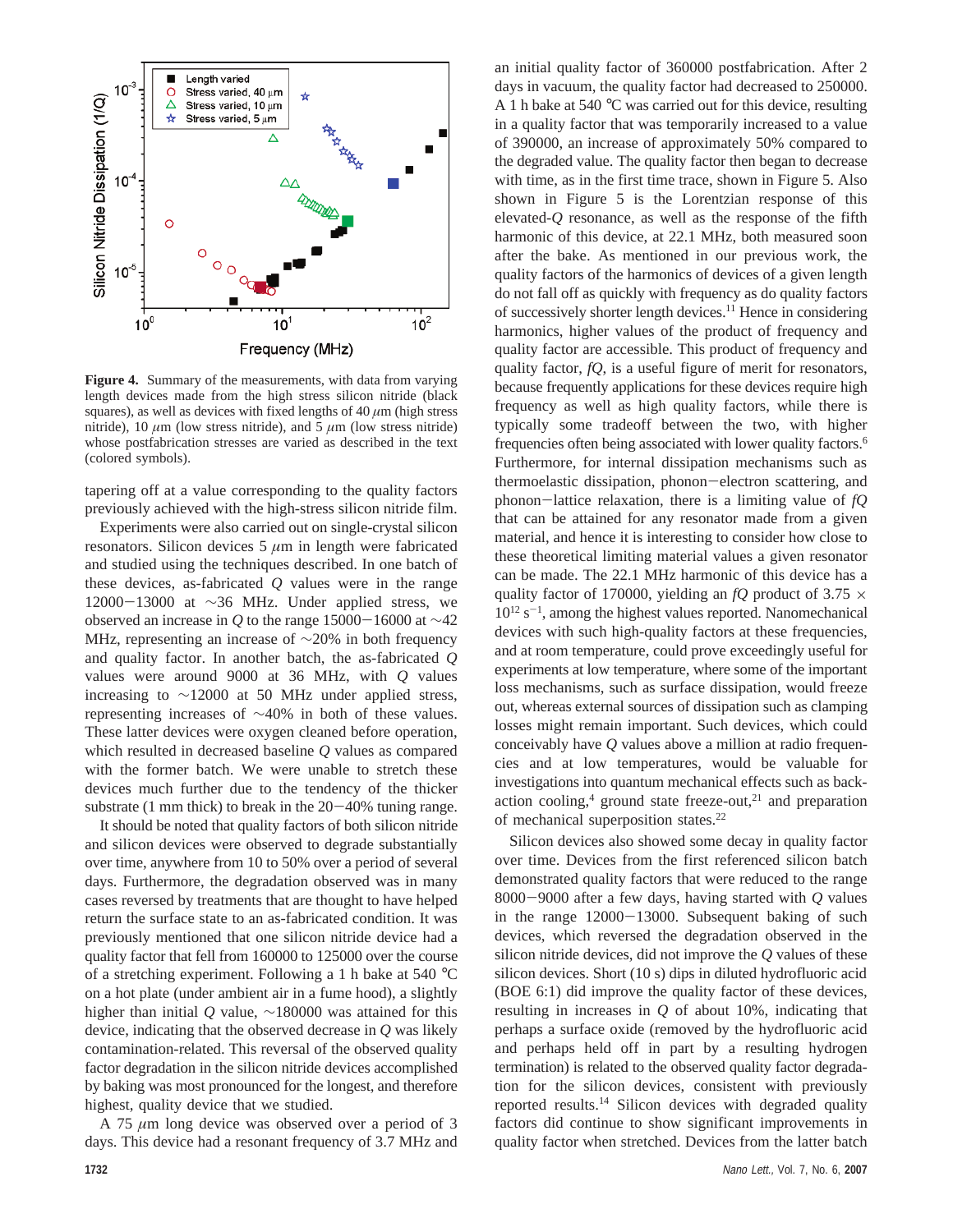**Figure 4.** Summary of the measurements, with data from varying length devices made from the high stress silicon nitride (black squares), as well as devices with fixed lengths of 40 $\mu$m (high stress nitride), 10 $\mu$m (low stress nitride), and 5 $\mu$m (low stress nitride) whose postfabrication stresses are varied as described in the text (colored symbols).

tapering off at a value corresponding to the quality factors previously achieved with the high-stress silicon nitride film.

Experiments were also carried out on single-crystal silicon resonators. Silicon devices 5 $\mu$m in length were fabricated and studied using the techniques described. In one batch of these devices, as-fabricated $Q$ values were in the range 12000−13000 at ∼36 MHz. Under applied stress, we observed an increase in $Q$ to the range 15000−16000 at ∼42 MHz, representing an increase of ∼20% in both frequency and quality factor. In another batch, the as-fabricated $Q$ values were around 9000 at 36 MHz, with $Q$ values increasing to ∼12000 at 50 MHz under applied stress, representing increases of ∼40% in both of these values. These latter devices were oxygen cleaned before operation, which resulted in decreased baseline $Q$ values as compared with the former batch. We were unable to stretch these devices much further due to the tendency of the thicker substrate (1 mm thick) to break in the 20−40% tuning range.

It should be noted that quality factors of both silicon nitride and silicon devices were observed to degrade substantially over time, anywhere from 10 to 50% over a period of several days. Furthermore, the degradation observed was in many cases reversed by treatments that are thought to have helped return the surface state to an as-fabricated condition. It was previously mentioned that one silicon nitride device had a quality factor that fell from 160000 to 125000 over the course of a stretching experiment. Following a 1 h bake at 540 °C on a hot plate (under ambient air in a fume hood), a slightly higher than initial $Q$ value, ∼180000 was attained for this device, indicating that the observed decrease in $Q$ was likely contamination-related. This reversal of the observed quality factor degradation in the silicon nitride devices accomplished by baking was most pronounced for the longest, and therefore highest, quality device that we studied.

A 75 $\mu$m long device was observed over a period of 3 days. This device had a resonant frequency of 3.7 MHz and an initial quality factor of 360000 postfabrication. After 2 days in vacuum, the quality factor had decreased to 250000. A 1 h bake at 540 °C was carried out for this device, resulting in a quality factor that was temporarily increased to a value of 390000, an increase of approximately 50% compared to the degraded value. The quality factor then began to decrease with time, as in the first time trace, shown in Figure 5. Also shown in Figure 5 is the Lorentzian response of this elevated-$Q$ resonance, as well as the response of the fifth harmonic of this device, at 22.1 MHz, both measured soon after the bake. As mentioned in our previous work, the quality factors of the harmonics of devices of a given length do not fall off as quickly with frequency as do quality factors of successively shorter length devices.[11] Hence in considering harmonics, higher values of the product of frequency and quality factor are accessible. This product of frequency and quality factor, $fQ$, is a useful figure of merit for resonators, because frequently applications for these devices require high frequency as well as high quality factors, while there is typically some tradeoff between the two, with higher frequencies often being associated with lower quality factors.[6] Furthermore, for internal dissipation mechanisms such as thermoelastic dissipation, phonon−electron scattering, and phonon−lattice relaxation, there is a limiting value of $fQ$ that can be attained for any resonator made from a given material, and hence it is interesting to consider how close to these theoretical limiting material values a given resonator can be made. The 22.1 MHz harmonic of this device has a quality factor of 170000, yielding an $fQ$ product of $3.75 \times 10^{12}$ s$^{-1}$, among the highest values reported. Nanomechanical devices with such high-quality factors at these frequencies, and at room temperature, could prove exceedingly useful for experiments at low temperature, where some of the important loss mechanisms, such as surface dissipation, would freeze out, whereas external sources of dissipation such as clamping losses might remain important. Such devices, which could conceivably have $Q$ values above a million at radio frequencies and at low temperatures, would be valuable for investigations into quantum mechanical effects such as back-action cooling,[4] ground state freeze-out,[21] and preparation of mechanical superposition states.[22]

Silicon devices also showed some decay in quality factor over time. Devices from the first referenced silicon batch demonstrated quality factors that were reduced to the range 8000−9000 after a few days, having started with $Q$ values in the range 12000−13000. Subsequent baking of such devices, which reversed the degradation observed in the silicon nitride devices, did not improve the $Q$ values of these silicon devices. Short (10 s) dips in diluted hydrofluoric acid (BOE 6:1) did improve the quality factor of these devices, resulting in increases in $Q$ of about 10%, indicating that perhaps a surface oxide (removed by the hydrofluoric acid and perhaps held off in part by a resulting hydrogen termination) is related to the observed quality factor degradation for the silicon devices, consistent with previously reported results.[14] Silicon devices with degraded quality factors did continue to show significant improvements in quality factor when stretched. Devices from the latter batch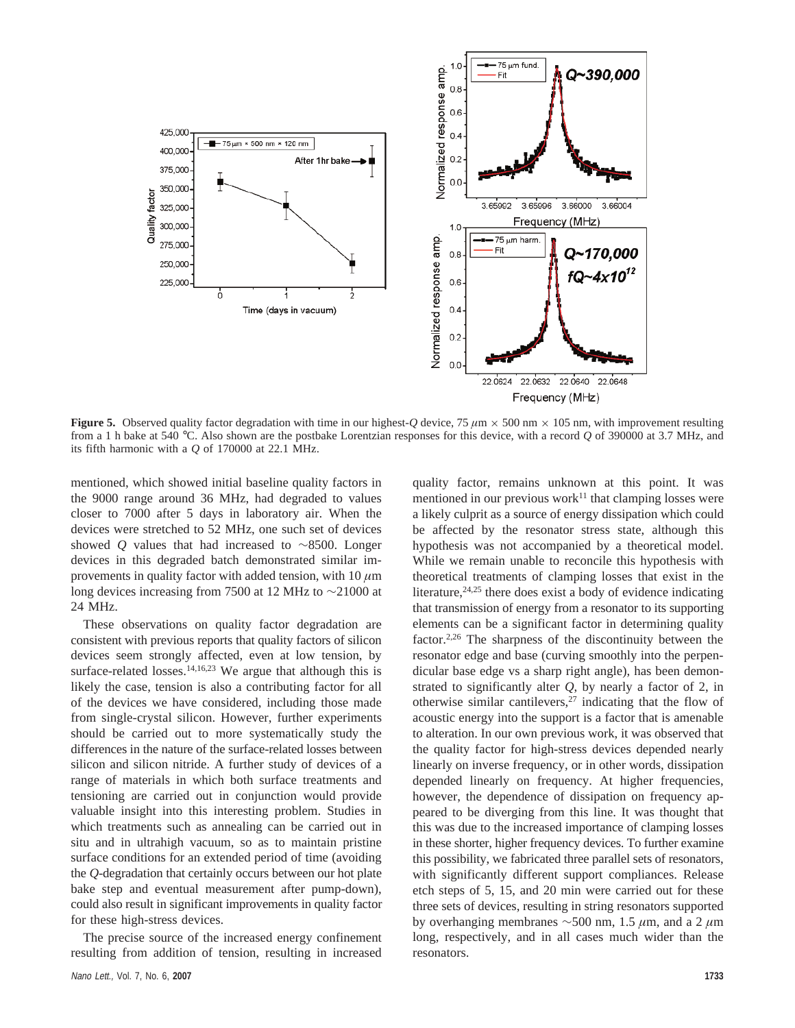75 μm × 500 nm × 120 nm

After 1hr bake

Quality factor

425,000
400,000
375,000
350,000
325,000
300,000
275,000
250,000
225,000

0
1
2

Time (days in vacuum)

75 μm fund.
Fit

Q~390,000

Normalized response amp.

1.0
0.8
0.6
0.4
0.2
0.0

3.65992
3.65996
3.66000
3.66004

Frequency (MHz)

75 μm harm.
Fit

Q~170,000

fQ~4x10^12

Normalized response amp.

1.0
0.8
0.6
0.4
0.2
0.0

22.0624
22.0632
22.0640
22.0648

Frequency (MHz)

**Figure 5.** Observed quality factor degradation with time in our highest-$Q$ device, 75 $\mu$m × 500 nm × 105 nm, with improvement resulting from a 1 h bake at 540 °C. Also shown are the postbake Lorentzian responses for this device, with a record $Q$ of 390000 at 3.7 MHz, and its fifth harmonic with a $Q$ of 170000 at 22.1 MHz.

mentioned, which showed initial baseline quality factors in the 9000 range around 36 MHz, had degraded to values closer to 7000 after 5 days in laboratory air. When the devices were stretched to 52 MHz, one such set of devices showed $Q$ values that had increased to ~8500. Longer devices in this degraded batch demonstrated similar improvements in quality factor with added tension, with 10 $\mu$m long devices increasing from 7500 at 12 MHz to ~21000 at 24 MHz.

These observations on quality factor degradation are consistent with previous reports that quality factors of silicon devices seem strongly affected, even at low tension, by surface-related losses.[14,16,23] We argue that although this is likely the case, tension is also a contributing factor for all of the devices we have considered, including those made from single-crystal silicon. However, further experiments should be carried out to more systematically study the differences in the nature of the surface-related losses between silicon and silicon nitride. A further study of devices of a range of materials in which both surface treatments and tensioning are carried out in conjunction would provide valuable insight into this interesting problem. Studies in which treatments such as annealing can be carried out in situ and in ultrahigh vacuum, so as to maintain pristine surface conditions for an extended period of time (avoiding the $Q$-degradation that certainly occurs between our hot plate bake step and eventual measurement after pump-down), could also result in significant improvements in quality factor for these high-stress devices.

The precise source of the increased energy confinement resulting from addition of tension, resulting in increased quality factor, remains unknown at this point. It was mentioned in our previous work[11] that clamping losses were a likely culprit as a source of energy dissipation which could be affected by the resonator stress state, although this hypothesis was not accompanied by a theoretical model. While we remain unable to reconcile this hypothesis with theoretical treatments of clamping losses that exist in the literature,[24,25] there does exist a body of evidence indicating that transmission of energy from a resonator to its supporting elements can be a significant factor in determining quality factor.[2,26] The sharpness of the discontinuity between the resonator edge and base (curving smoothly into the perpendicular base edge vs a sharp right angle), has been demonstrated to significantly alter $Q$, by nearly a factor of 2, in otherwise similar cantilevers,[27] indicating that the flow of acoustic energy into the support is a factor that is amenable to alteration. In our own previous work, it was observed that the quality factor for high-stress devices depended nearly linearly on inverse frequency, or in other words, dissipation depended linearly on frequency. At higher frequencies, however, the dependence of dissipation on frequency appeared to be diverging from this line. It was thought that this was due to the increased importance of clamping losses in these shorter, higher frequency devices. To further examine this possibility, we fabricated three parallel sets of resonators, with significantly different support compliances. Release etch steps of 5, 15, and 20 min were carried out for these three sets of devices, resulting in string resonators supported by overhanging membranes ~500 nm, 1.5 $\mu$m, and a 2 $\mu$m long, respectively, and in all cases much wider than the resonators.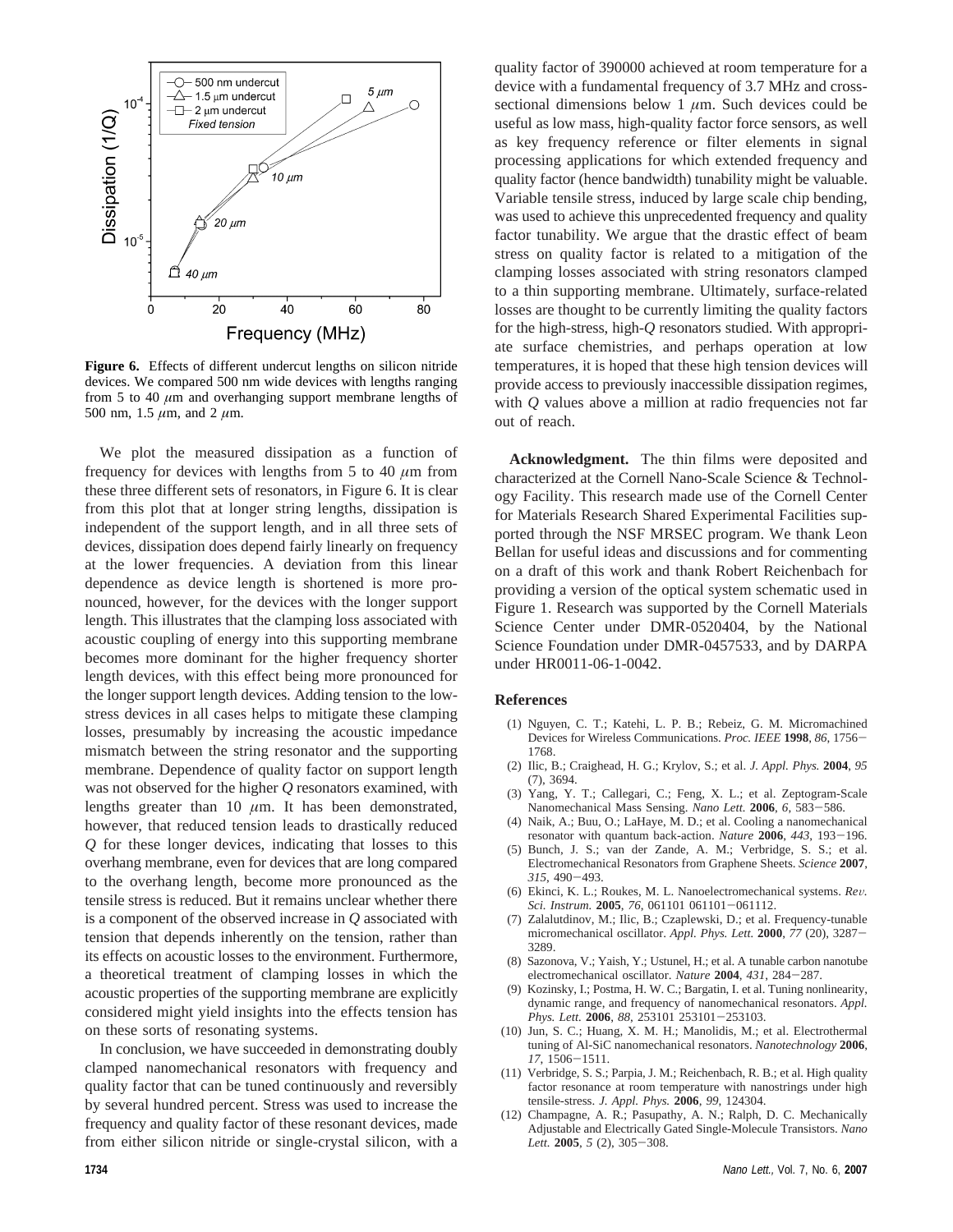Dissipation (1/Q)

$10^{-4}$

$10^{-5}$

Frequency (MHz)

0 20 40 60 80

500 nm undercut

1.5 μm undercut

2 μm undercut

*Fixed tension*

5 μm

10 μm

20 μm

40 μm

**Figure 6.** Effects of different undercut lengths on silicon nitride devices. We compared 500 nm wide devices with lengths ranging from 5 to 40 μm and overhanging support membrane lengths of 500 nm, 1.5 μm, and 2 μm.

We plot the measured dissipation as a function of frequency for devices with lengths from 5 to 40 μm from these three different sets of resonators, in Figure 6. It is clear from this plot that at longer string lengths, dissipation is independent of the support length, and in all three sets of devices, dissipation does depend fairly linearly on frequency at the lower frequencies. A deviation from this linear dependence as device length is shortened is more pronounced, however, for the devices with the longer support length. This illustrates that the clamping loss associated with acoustic coupling of energy into this supporting membrane becomes more dominant for the higher frequency shorter length devices, with this effect being more pronounced for the longer support length devices. Adding tension to the low-stress devices in all cases helps to mitigate these clamping losses, presumably by increasing the acoustic impedance mismatch between the string resonator and the supporting membrane. Dependence of quality factor on support length was not observed for the higher *Q* resonators examined, with lengths greater than 10 μm. It has been demonstrated, however, that reduced tension leads to drastically reduced *Q* for these longer devices, indicating that losses to this overhang membrane, even for devices that are long compared to the overhang length, become more pronounced as the tensile stress is reduced. But it remains unclear whether there is a component of the observed increase in *Q* associated with tension that depends inherently on the tension, rather than its effects on acoustic losses to the environment. Furthermore, a theoretical treatment of clamping losses in which the acoustic properties of the supporting membrane are explicitly considered might yield insights into the effects tension has on these sorts of resonating systems.

In conclusion, we have succeeded in demonstrating doubly clamped nanomechanical resonators with frequency and quality factor that can be tuned continuously and reversibly by several hundred percent. Stress was used to increase the frequency and quality factor of these resonant devices, made from either silicon nitride or single-crystal silicon, with a quality factor of 390000 achieved at room temperature for a device with a fundamental frequency of 3.7 MHz and cross-sectional dimensions below 1 μm. Such devices could be useful as low mass, high-quality factor force sensors, as well as key frequency reference or filter elements in signal processing applications for which extended frequency and quality factor (hence bandwidth) tunability might be valuable. Variable tensile stress, induced by large scale chip bending, was used to achieve this unprecedented frequency and quality factor tunability. We argue that the drastic effect of beam stress on quality factor is related to a mitigation of the clamping losses associated with string resonators clamped to a thin supporting membrane. Ultimately, surface-related losses are thought to be currently limiting the quality factors for the high-stress, high-*Q* resonators studied. With appropriate surface chemistries, and perhaps operation at low temperatures, it is hoped that these high tension devices will provide access to previously inaccessible dissipation regimes, with *Q* values above a million at radio frequencies not far out of reach.

**Acknowledgment.** The thin films were deposited and characterized at the Cornell Nano-Scale Science & Technology Facility. This research made use of the Cornell Center for Materials Research Shared Experimental Facilities supported through the NSF MRSEC program. We thank Leon Bellan for useful ideas and discussions and for commenting on a draft of this work and thank Robert Reichenbach for providing a version of the optical system schematic used in Figure 1. Research was supported by the Cornell Materials Science Center under DMR-0520404, by the National Science Foundation under DMR-0457533, and by DARPA under HR0011-06-1-0042.

## References

(1) Nguyen, C. T.; Katehi, L. P. B.; Rebeiz, G. M. Micromachined Devices for Wireless Communications. *Proc. IEEE* **1998**, *86*, 1756−1768.

(2) Ilic, B.; Craighead, H. G.; Krylov, S.; et al. *J. Appl. Phys.* **2004**, *95* (7), 3694.

(3) Yang, Y. T.; Callegari, C.; Feng, X. L.; et al. Zeptogram-Scale Nanomechanical Mass Sensing. *Nano Lett.* **2006**, *6*, 583−586.

(4) Naik, A.; Buu, O.; LaHaye, M. D.; et al. Cooling a nanomechanical resonator with quantum back-action. *Nature* **2006**, *443*, 193−196.

(5) Bunch, J. S.; van der Zande, A. M.; Verbridge, S. S.; et al. Electromechanical Resonators from Graphene Sheets. *Science* **2007**, *315*, 490−493.

(6) Ekinci, K. L.; Roukes, M. L. Nanoelectromechanical systems. *Rev. Sci. Instrum.* **2005**, *76*, 061101 061101−061112.

(7) Zalalutdinov, M.; Ilic, B.; Czaplewski, D.; et al. Frequency-tunable micromechanical oscillator. *Appl. Phys. Lett.* **2000**, *77* (20), 3287−3289.

(8) Sazonova, V.; Yaish, Y.; Ustunel, H.; et al. A tunable carbon nanotube electromechanical oscillator. *Nature* **2004**, *431*, 284−287.

(9) Kozinsky, I.; Postma, H. W. C.; Bargatin, I. et al. Tuning nonlinearity, dynamic range, and frequency of nanomechanical resonators. *Appl. Phys. Lett.* **2006**, *88*, 253101 253101−253103.

(10) Jun, S. C.; Huang, X. M. H.; Manolidis, M.; et al. Electrothermal tuning of Al-SiC nanomechanical resonators. *Nanotechnology* **2006**, *17*, 1506−1511.

(11) Verbridge, S. S.; Parpia, J. M.; Reichenbach, R. B.; et al. High quality factor resonance at room temperature with nanostrings under high tensile-stress. *J. Appl. Phys.* **2006**, *99*, 124304.

(12) Champagne, A. R.; Pasupathy, A. N.; Ralph, D. C. Mechanically Adjustable and Electrically Gated Single-Molecule Transistors. *Nano Lett.* **2005**, *5* (2), 305−308.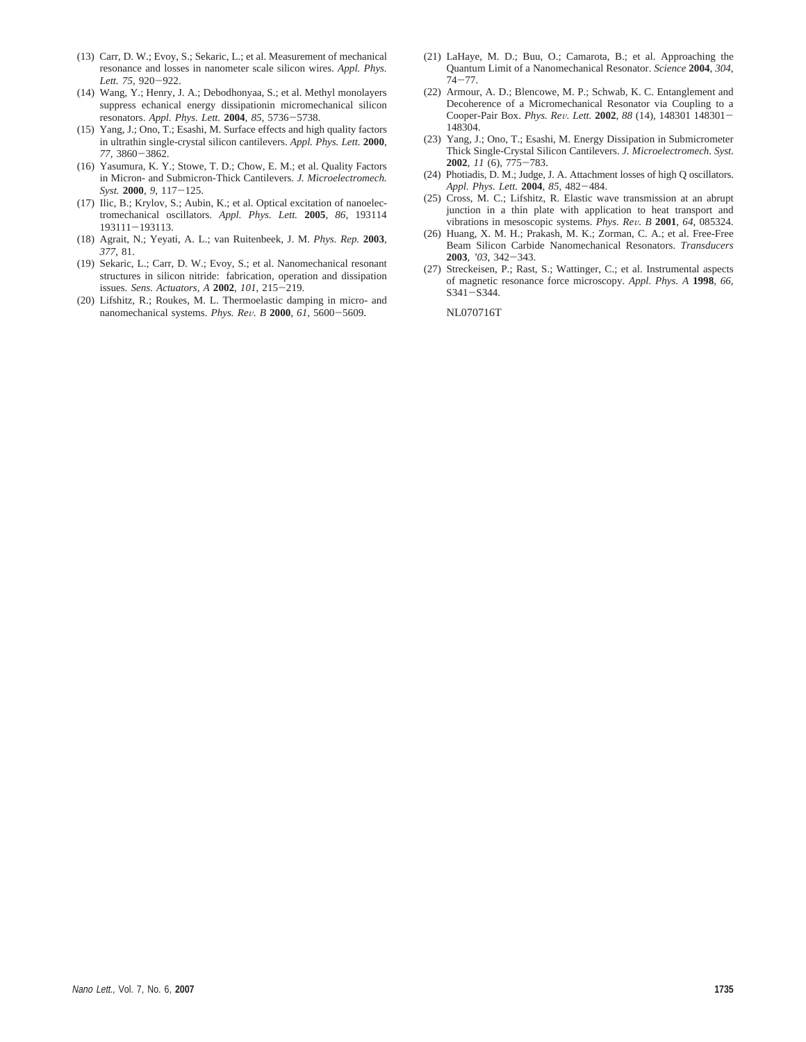(13) Carr, D. W.; Evoy, S.; Sekaric, L.; et al. Measurement of mechanical resonance and losses in nanometer scale silicon wires. *Appl. Phys. Lett. 75*, 920−922.

(14) Wang, Y.; Henry, J. A.; Debodhonyaa, S.; et al. Methyl monolayers suppress echanical energy dissipationin micromechanical silicon resonators. *Appl. Phys. Lett.* **2004**, *85*, 5736−5738.

(15) Yang, J.; Ono, T.; Esashi, M. Surface effects and high quality factors in ultrathin single-crystal silicon cantilevers. *Appl. Phys. Lett.* **2000**, *77*, 3860−3862.

(16) Yasumura, K. Y.; Stowe, T. D.; Chow, E. M.; et al. Quality Factors in Micron- and Submicron-Thick Cantilevers. *J. Microelectromech. Syst.* **2000**, *9*, 117−125.

(17) Ilic, B.; Krylov, S.; Aubin, K.; et al. Optical excitation of nanoelectromechanical oscillators. *Appl. Phys. Lett.* **2005**, *86*, 193114 193111−193113.

(18) Agrait, N.; Yeyati, A. L.; van Ruitenbeek, J. M. *Phys. Rep.* **2003**, *377*, 81.

(19) Sekaric, L.; Carr, D. W.; Evoy, S.; et al. Nanomechanical resonant structures in silicon nitride: fabrication, operation and dissipation issues. *Sens. Actuators, A* **2002**, *101*, 215−219.

(20) Lifshitz, R.; Roukes, M. L. Thermoelastic damping in micro- and nanomechanical systems. *Phys. Rev. B* **2000**, *61*, 5600−5609.

(21) LaHaye, M. D.; Buu, O.; Camarota, B.; et al. Approaching the Quantum Limit of a Nanomechanical Resonator. *Science* **2004**, *304*, 74−77.

(22) Armour, A. D.; Blencowe, M. P.; Schwab, K. C. Entanglement and Decoherence of a Micromechanical Resonator via Coupling to a Cooper-Pair Box. *Phys. Rev. Lett.* **2002**, *88* (14), 148301 148301−148304.

(23) Yang, J.; Ono, T.; Esashi, M. Energy Dissipation in Submicrometer Thick Single-Crystal Silicon Cantilevers. *J. Microelectromech. Syst.* **2002**, *11* (6), 775−783.

(24) Photiadis, D. M.; Judge, J. A. Attachment losses of high Q oscillators. *Appl. Phys. Lett.* **2004**, *85*, 482−484.

(25) Cross, M. C.; Lifshitz, R. Elastic wave transmission at an abrupt junction in a thin plate with application to heat transport and vibrations in mesoscopic systems. *Phys. Rev. B* **2001**, *64*, 085324.

(26) Huang, X. M. H.; Prakash, M. K.; Zorman, C. A.; et al. Free-Free Beam Silicon Carbide Nanomechanical Resonators. *Transducers* **2003**, *'03*, 342−343.

(27) Streckeisen, P.; Rast, S.; Wattinger, C.; et al. Instrumental aspects of magnetic resonance force microscopy. *Appl. Phys. A* **1998**, *66*, S341−S344.

NL070716T